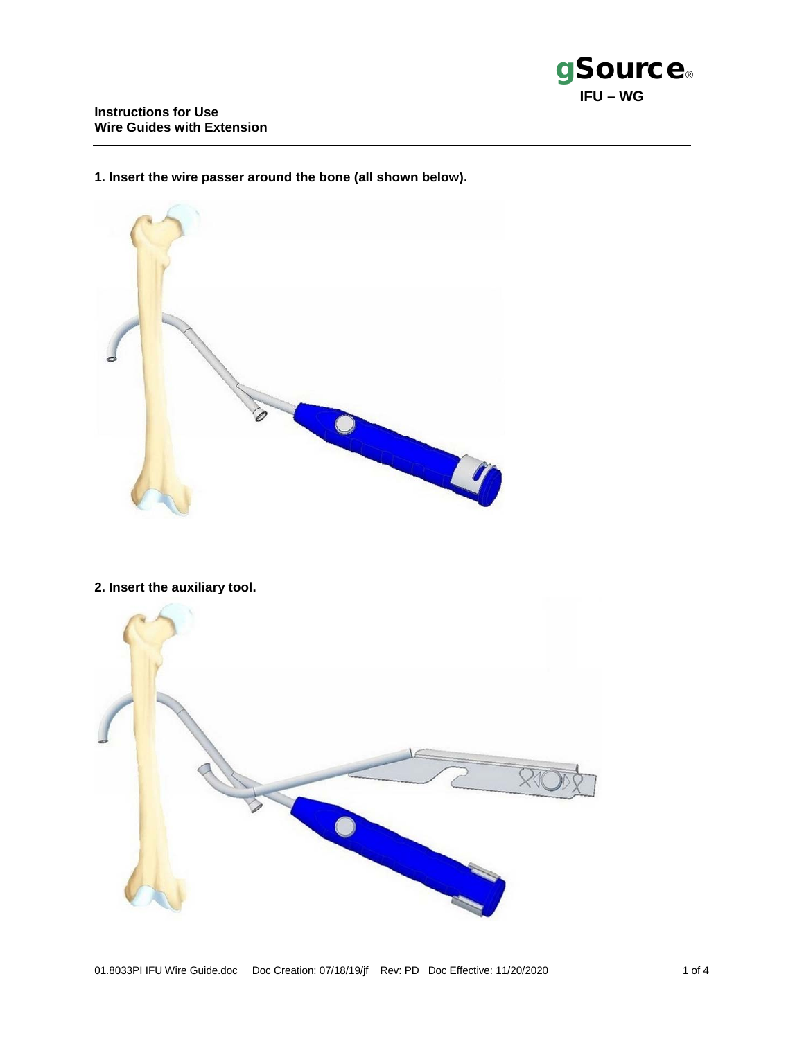**Instructions for Use**
**Wire Guides with Extension**

gSource®
IFU – WG

**1. Insert the wire passer around the bone (all shown below).**

**2. Insert the auxiliary tool.**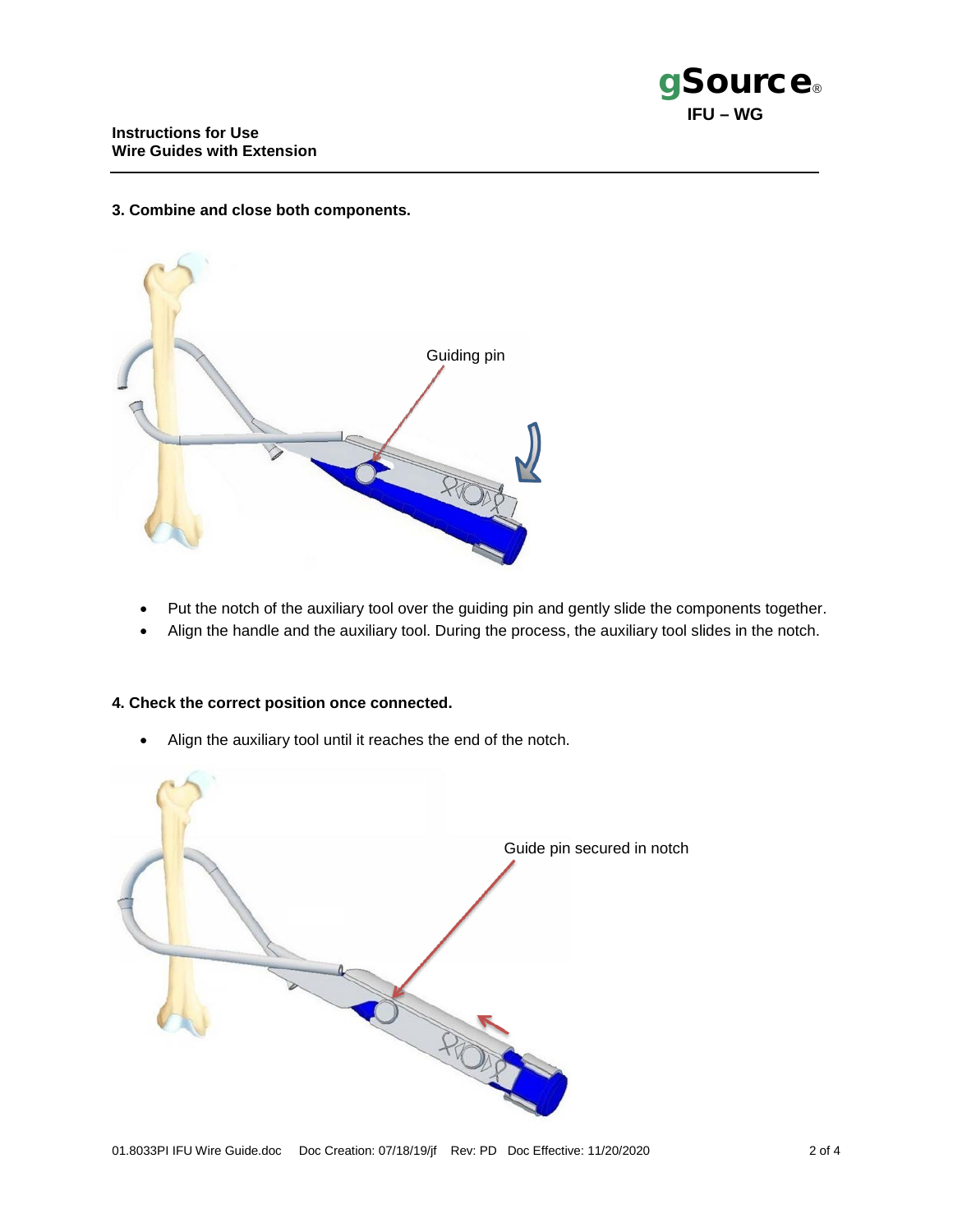### 3. Combine and close both components.

Guiding pin

- Put the notch of the auxiliary tool over the guiding pin and gently slide the components together.
- Align the handle and the auxiliary tool. During the process, the auxiliary tool slides in the notch.

### 4. Check the correct position once connected.

- Align the auxiliary tool until it reaches the end of the notch.

Guide pin secured in notch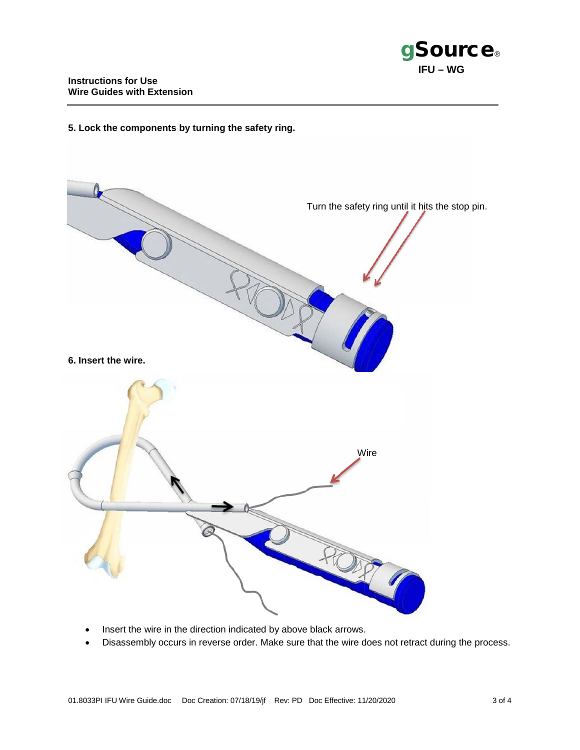**5. Lock the components by turning the safety ring.**

Turn the safety ring until it hits the stop pin.

**6. Insert the wire.**

Wire

- Insert the wire in the direction indicated by above black arrows.
- Disassembly occurs in reverse order. Make sure that the wire does not retract during the process.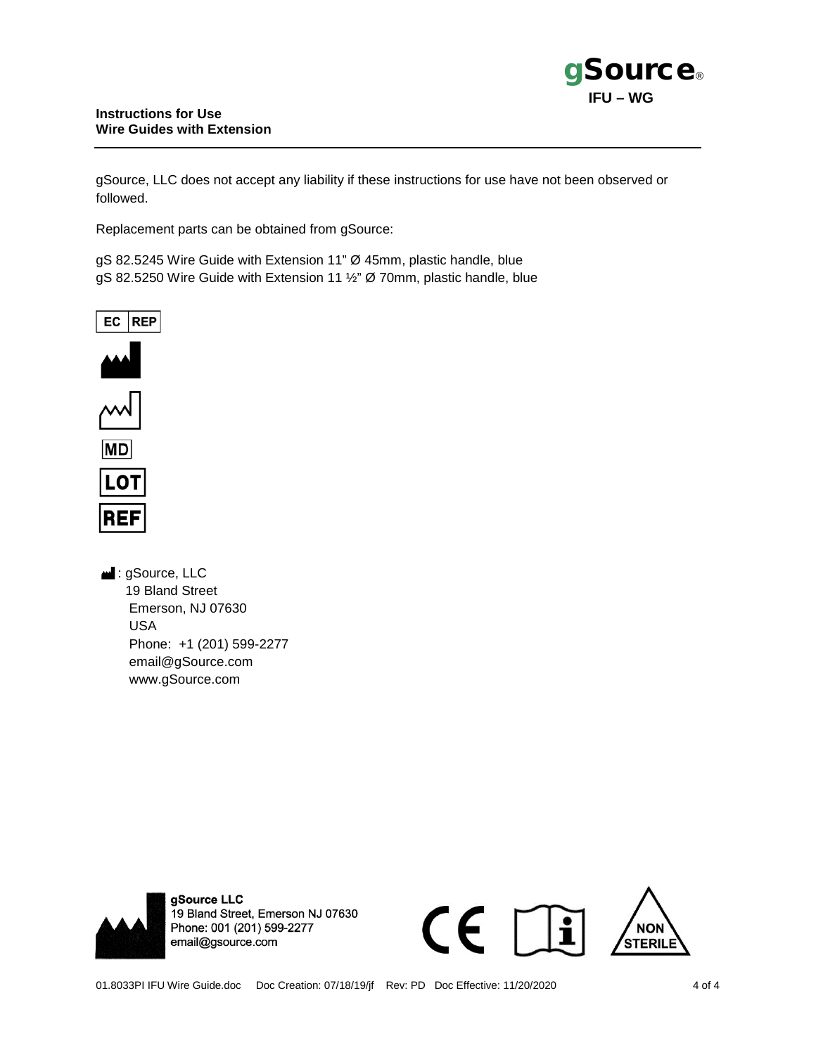**Instructions for Use**
**Wire Guides with Extension**

gSource, LLC does not accept any liability if these instructions for use have not been observed or followed.

Replacement parts can be obtained from gSource:

gS 82.5245 Wire Guide with Extension 11" Ø 45mm, plastic handle, blue
gS 82.5250 Wire Guide with Extension 11 ½" Ø 70mm, plastic handle, blue

EC REP

MD

LOT

REF

: gSource, LLC
19 Bland Street
Emerson, NJ 07630
USA
Phone: +1 (201) 599-2277
email@gSource.com
www.gSource.com

**gSource LLC**
19 Bland Street, Emerson NJ 07630
Phone: 001 (201) 599-2277
email@gsource.com

CE

NON STERILE

01.8033PI IFU Wire Guide.doc Doc Creation: 07/18/19/jf Rev: PD Doc Effective: 11/20/2020